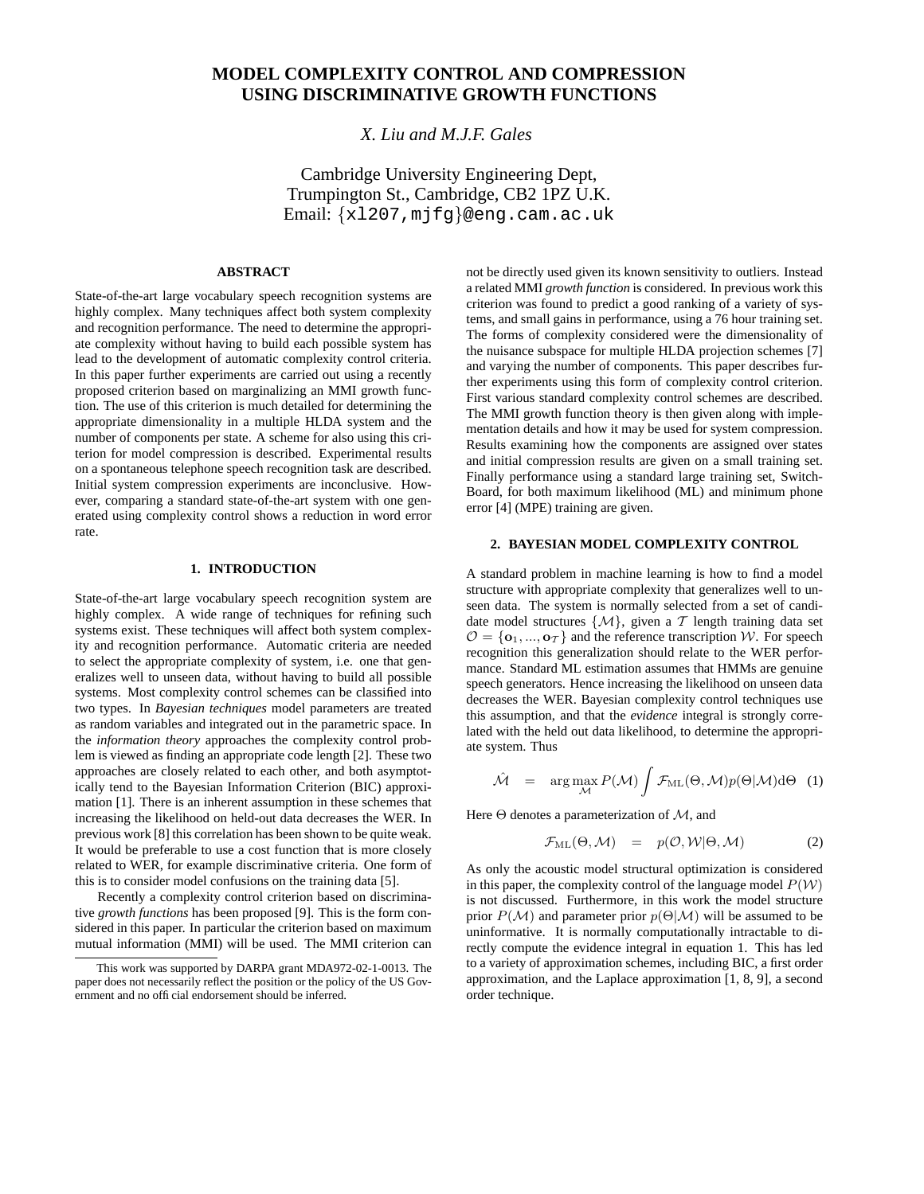# MODEL COMPLEXITY CONTROL AND COMPRESSION USING DISCRIMINATIVE GROWTH FUNCTIONS

*X. Liu and M.J.F. Gales*

Cambridge University Engineering Dept,
Trumpington St., Cambridge, CB2 1PZ U.K.
Email: {xl207,mjfg}@eng.cam.ac.uk

## ABSTRACT

State-of-the-art large vocabulary speech recognition systems are highly complex. Many techniques affect both system complexity and recognition performance. The need to determine the appropriate complexity without having to build each possible system has lead to the development of automatic complexity control criteria. In this paper further experiments are carried out using a recently proposed criterion based on marginalizing an MMI growth function. The use of this criterion is much detailed for determining the appropriate dimensionality in a multiple HLDA system and the number of components per state. A scheme for also using this criterion for model compression is described. Experimental results on a spontaneous telephone speech recognition task are described. Initial system compression experiments are inconclusive. However, comparing a standard state-of-the-art system with one generated using complexity control shows a reduction in word error rate.

## 1. INTRODUCTION

State-of-the-art large vocabulary speech recognition system are highly complex. A wide range of techniques for refining such systems exist. These techniques will affect both system complexity and recognition performance. Automatic criteria are needed to select the appropriate complexity of system, i.e. one that generalizes well to unseen data, without having to build all possible systems. Most complexity control schemes can be classified into two types. In *Bayesian techniques* model parameters are treated as random variables and integrated out in the parametric space. In the *information theory* approaches the complexity control problem is viewed as finding an appropriate code length [2]. These two approaches are closely related to each other, and both asymptotically tend to the Bayesian Information Criterion (BIC) approximation [1]. There is an inherent assumption in these schemes that increasing the likelihood on held-out data decreases the WER. In previous work [8] this correlation has been shown to be quite weak. It would be preferable to use a cost function that is more closely related to WER, for example discriminative criteria. One form of this is to consider model confusions on the training data [5].

Recently a complexity control criterion based on discriminative *growth functions* has been proposed [9]. This is the form considered in this paper. In particular the criterion based on maximum mutual information (MMI) will be used. The MMI criterion cannot be directly used given its known sensitivity to outliers. Instead a related MMI *growth function* is considered. In previous work this criterion was found to predict a good ranking of a variety of systems, and small gains in performance, using a 76 hour training set. The forms of complexity considered were the dimensionality of the nuisance subspace for multiple HLDA projection schemes [7] and varying the number of components. This paper describes further experiments using this form of complexity control criterion. First various standard complexity control schemes are described. The MMI growth function theory is then given along with implementation details and how it may be used for system compression. Results examining how the components are assigned over states and initial compression results are given on a small training set. Finally performance using a standard large training set, SwitchBoard, for both maximum likelihood (ML) and minimum phone error [4] (MPE) training are given.

This work was supported by DARPA grant MDA972-02-1-0013. The paper does not necessarily reflect the position or the policy of the US Government and no official endorsement should be inferred.

## 2. BAYESIAN MODEL COMPLEXITY CONTROL

A standard problem in machine learning is how to find a model structure with appropriate complexity that generalizes well to unseen data. The system is normally selected from a set of candidate model structures $\{\mathcal{M}\}$, given a $\mathcal{T}$ length training data set $\mathcal{O} = \{\mathbf{o}_1, ..., \mathbf{o}_\mathcal{T}\}$ and the reference transcription $\mathcal{W}$. For speech recognition this generalization should relate to the WER performance. Standard ML estimation assumes that HMMs are genuine speech generators. Hence increasing the likelihood on unseen data decreases the WER. Bayesian complexity control techniques use this assumption, and that the *evidence* integral is strongly correlated with the held out data likelihood, to determine the appropriate system. Thus

$$\hat{\mathcal{M}} \quad = \quad \arg\max_{\mathcal{M}} P(\mathcal{M}) \int \mathcal{F}_{\mathrm{ML}}(\Theta, \mathcal{M}) p(\Theta|\mathcal{M}) \mathrm{d}\Theta \quad (1)$$

Here $\Theta$ denotes a parameterization of $\mathcal{M}$, and

$$\mathcal{F}_{\mathrm{ML}}(\Theta, \mathcal{M}) \quad = \quad p(\mathcal{O}, \mathcal{W}|\Theta, \mathcal{M}) \quad (2)$$

As only the acoustic model structural optimization is considered in this paper, the complexity control of the language model $P(\mathcal{W})$ is not discussed. Furthermore, in this work the model structure prior $P(\mathcal{M})$ and parameter prior $p(\Theta|\mathcal{M})$ will be assumed to be uninformative. It is normally computationally intractable to directly compute the evidence integral in equation 1. This has led to a variety of approximation schemes, including BIC, a first order approximation, and the Laplace approximation [1, 8, 9], a second order technique.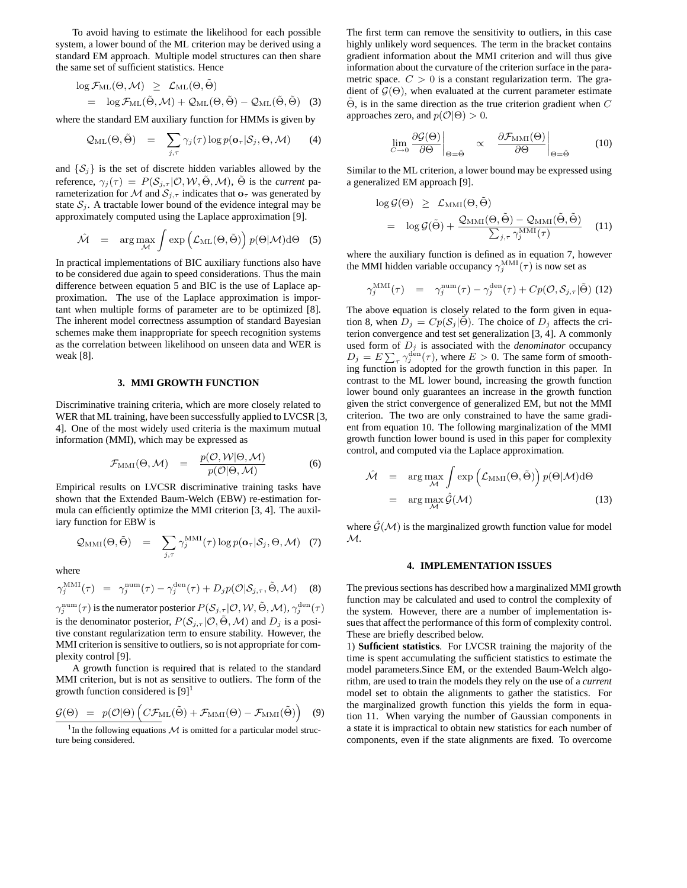To avoid having to estimate the likelihood for each possible system, a lower bound of the ML criterion may be derived using a standard EM approach. Multiple model structures can then share the same set of sufficient statistics. Hence

$$\begin{aligned} \log \mathcal{F}_{\rm ML}(\Theta,\mathcal{M}) &\geq \mathcal{L}_{\rm ML}(\Theta,\tilde{\Theta}) \\ &= \log \mathcal{F}_{\rm ML}(\tilde{\Theta},\mathcal{M}) + \mathcal{Q}_{\rm ML}(\Theta,\tilde{\Theta}) - \mathcal{Q}_{\rm ML}(\tilde{\Theta},\tilde{\Theta}) \end{aligned} \quad (3)$$

where the standard EM auxiliary function for HMMs is given by

$$\mathcal{Q}_{\rm ML}(\Theta,\tilde{\Theta}) = \sum_{j,\tau} \gamma_j(\tau) \log p(\mathbf{o}_\tau|\mathcal{S}_j,\Theta,\mathcal{M}) \quad (4)$$

and $\{\mathcal{S}_j\}$ is the set of discrete hidden variables allowed by the reference, $\gamma_j(\tau) = P(\mathcal{S}_{j,\tau}|\mathcal{O},\mathcal{W},\tilde{\Theta},\mathcal{M})$, $\tilde{\Theta}$ is the *current* parameterization for $\mathcal{M}$ and $\mathcal{S}_{j,\tau}$ indicates that $\mathbf{o}_\tau$ was generated by state $\mathcal{S}_j$. A tractable lower bound of the evidence integral may be approximately computed using the Laplace approximation [9].

$$\hat{\mathcal{M}} = \arg\max_{\mathcal{M}} \int \exp\left(\mathcal{L}_{\rm ML}(\Theta,\tilde{\Theta})\right) p(\Theta|\mathcal{M}) {\rm d}\Theta \quad (5)$$

In practical implementations of BIC auxiliary functions also have to be considered due again to speed considerations. Thus the main difference between equation 5 and BIC is the use of Laplace approximation. The use of the Laplace approximation is important when multiple forms of parameter are to be optimized [8]. The inherent model correctness assumption of standard Bayesian schemes make them inappropriate for speech recognition systems as the correlation between likelihood on unseen data and WER is weak [8].

## 3. MMI GROWTH FUNCTION

Discriminative training criteria, which are more closely related to WER that ML training, have been successfully applied to LVCSR [3, 4]. One of the most widely used criteria is the maximum mutual information (MMI), which may be expressed as

$$\mathcal{F}_{\rm MMI}(\Theta,\mathcal{M}) = \frac{p(\mathcal{O},\mathcal{W}|\Theta,\mathcal{M})}{p(\mathcal{O}|\Theta,\mathcal{M})} \quad (6)$$

Empirical results on LVCSR discriminative training tasks have shown that the Extended Baum-Welch (EBW) re-estimation formula can efficiently optimize the MMI criterion [3, 4]. The auxiliary function for EBW is

$$\mathcal{Q}_{\rm MMI}(\Theta,\tilde{\Theta}) = \sum_{j,\tau} \gamma_j^{\rm MMI}(\tau) \log p(\mathbf{o}_\tau|\mathcal{S}_j,\Theta,\mathcal{M}) \quad (7)$$

where

$$\gamma_j^{\rm MMI}(\tau) = \gamma_j^{\rm num}(\tau) - \gamma_j^{\rm den}(\tau) + D_j p(\mathcal{O}|\mathcal{S}_{j,\tau},\tilde{\Theta},\mathcal{M}) \quad (8)$$

$\gamma_j^{\rm num}(\tau)$ is the numerator posterior $P(\mathcal{S}_{j,\tau}|\mathcal{O},\mathcal{W},\tilde{\Theta},\mathcal{M})$, $\gamma_j^{\rm den}(\tau)$ is the denominator posterior, $P(\mathcal{S}_{j,\tau}|\mathcal{O},\tilde{\Theta},\mathcal{M})$ and $D_j$ is a positive constant regularization term to ensure stability. However, the MMI criterion is sensitive to outliers, so is not appropriate for complexity control [9].

A growth function is required that is related to the standard MMI criterion, but is not as sensitive to outliers. The form of the growth function considered is [9][1]

$$\mathcal{G}(\Theta) = p(\mathcal{O}|\Theta)\left(C\mathcal{F}_{\rm ML}(\tilde{\Theta}) + \mathcal{F}_{\rm MMI}(\Theta) - \mathcal{F}_{\rm MMI}(\tilde{\Theta})\right) \quad (9)$$

[1] In the following equations $\mathcal{M}$ is omitted for a particular model structure being considered.

The first term can remove the sensitivity to outliers, in this case highly unlikely word sequences. The term in the bracket contains gradient information about the MMI criterion and will thus give information about the curvature of the criterion surface in the parametric space. $C > 0$ is a constant regularization term. The gradient of $\mathcal{G}(\Theta)$, when evaluated at the current parameter estimate $\tilde{\Theta}$, is in the same direction as the true criterion gradient when $C$ approaches zero, and $p(\mathcal{O}|\Theta) > 0$.

$$\lim_{C\to 0} \left.\frac{\partial \mathcal{G}(\Theta)}{\partial \Theta}\right|_{\Theta=\tilde{\Theta}} \propto \left.\frac{\partial \mathcal{F}_{\rm MMI}(\Theta)}{\partial \Theta}\right|_{\Theta=\tilde{\Theta}} \quad (10)$$

Similar to the ML criterion, a lower bound may be expressed using a generalized EM approach [9].

$$\begin{aligned} \log \mathcal{G}(\Theta) &\geq \mathcal{L}_{\rm MMI}(\Theta,\tilde{\Theta}) \\ &= \log \mathcal{G}(\tilde{\Theta}) + \frac{\mathcal{Q}_{\rm MMI}(\Theta,\tilde{\Theta}) - \mathcal{Q}_{\rm MMI}(\tilde{\Theta},\tilde{\Theta})}{\sum_{j,\tau}\gamma_j^{\rm MMI}(\tau)} \end{aligned} \quad (11)$$

where the auxiliary function is defined as in equation 7, however the MMI hidden variable occupancy $\gamma_j^{\rm MMI}(\tau)$ is now set as

$$\gamma_j^{\rm MMI}(\tau) = \gamma_j^{\rm num}(\tau) - \gamma_j^{\rm den}(\tau) + Cp(\mathcal{O},\mathcal{S}_{j,\tau}|\tilde{\Theta}) \quad (12)$$

The above equation is closely related to the form given in equation 8, when $D_j = Cp(\mathcal{S}_j|\tilde{\Theta})$. The choice of $D_j$ affects the criterion convergence and test set generalization [3, 4]. A commonly used form of $D_j$ is associated with the *denominator* occupancy $D_j = E\sum_\tau \gamma_j^{\rm den}(\tau)$, where $E > 0$. The same form of smoothing function is adopted for the growth function in this paper. In contrast to the ML lower bound, increasing the growth function lower bound only guarantees an increase in the growth function given the strict convergence of generalized EM, but not the MMI criterion. The two are only constrained to have the same gradient from equation 10. The following marginalization of the MMI growth function lower bound is used in this paper for complexity control, and computed via the Laplace approximation.

$$\begin{aligned} \hat{\mathcal{M}} &= \arg\max_{\mathcal{M}} \int \exp\left(\mathcal{L}_{\rm MMI}(\Theta,\tilde{\Theta})\right) p(\Theta|\mathcal{M}) {\rm d}\Theta \\ &= \arg\max_{\mathcal{M}} \hat{\mathcal{G}}(\mathcal{M}) \end{aligned} \quad (13)$$

where $\hat{\mathcal{G}}(\mathcal{M})$ is the marginalized growth function value for model $\mathcal{M}$.

## 4. IMPLEMENTATION ISSUES

The previous sections has described how a marginalized MMI growth function may be calculated and used to control the complexity of the system. However, there are a number of implementation issues that affect the performance of this form of complexity control. These are briefly described below.

1) **Sufficient statistics**. For LVCSR training the majority of the time is spent accumulating the sufficient statistics to estimate the model parameters.Since EM, or the extended Baum-Welch algorithm, are used to train the models they rely on the use of a *current* model set to obtain the alignments to gather the statistics. For the marginalized growth function this yields the form in equation 11. When varying the number of Gaussian components in a state it is impractical to obtain new statistics for each number of components, even if the state alignments are fixed. To overcome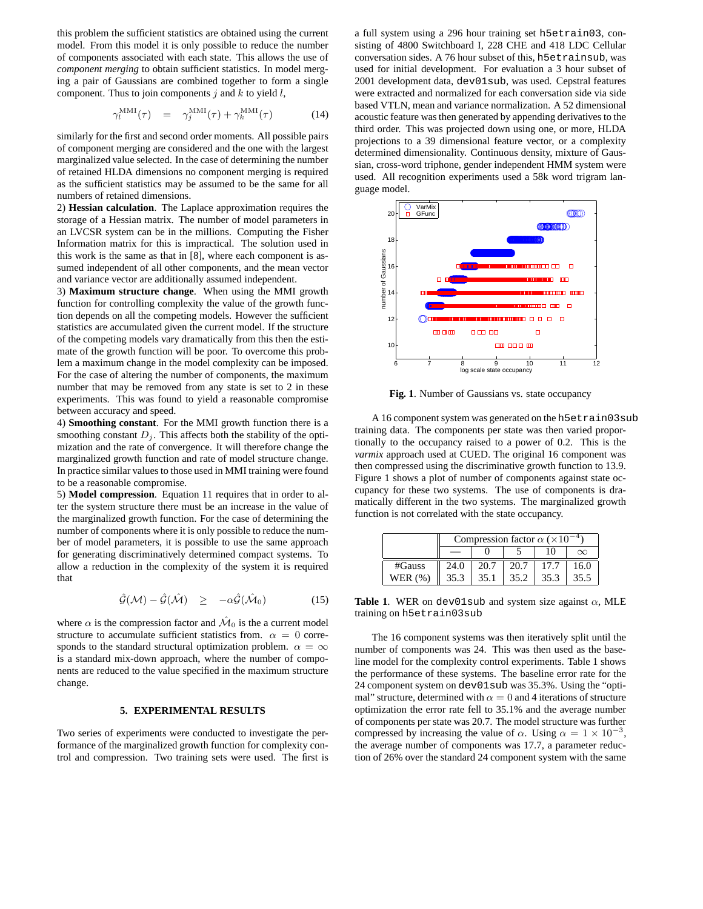this problem the sufficient statistics are obtained using the current model. From this model it is only possible to reduce the number of components associated with each state. This allows the use of *component merging* to obtain sufficient statistics. In model merging a pair of Gaussians are combined together to form a single component. Thus to join components $j$ and $k$ to yield $l$,

$$\gamma_l^{\text{MMI}}(\tau) \quad = \quad \gamma_j^{\text{MMI}}(\tau) + \gamma_k^{\text{MMI}}(\tau) \tag{14}$$

similarly for the first and second order moments. All possible pairs of component merging are considered and the one with the largest marginalized value selected. In the case of determining the number of retained HLDA dimensions no component merging is required as the sufficient statistics may be assumed to be the same for all numbers of retained dimensions.

2) **Hessian calculation**. The Laplace approximation requires the storage of a Hessian matrix. The number of model parameters in an LVCSR system can be in the millions. Computing the Fisher Information matrix for this is impractical. The solution used in this work is the same as that in [8], where each component is assumed independent of all other components, and the mean vector and variance vector are additionally assumed independent.

3) **Maximum structure change**. When using the MMI growth function for controlling complexity the value of the growth function depends on all the competing models. However the sufficient statistics are accumulated given the current model. If the structure of the competing models vary dramatically from this then the estimate of the growth function will be poor. To overcome this problem a maximum change in the model complexity can be imposed. For the case of altering the number of components, the maximum number that may be removed from any state is set to 2 in these experiments. This was found to yield a reasonable compromise between accuracy and speed.

4) **Smoothing constant**. For the MMI growth function there is a smoothing constant $D_j$. This affects both the stability of the optimization and the rate of convergence. It will therefore change the marginalized growth function and rate of model structure change. In practice similar values to those used in MMI training were found to be a reasonable compromise.

5) **Model compression**. Equation 11 requires that in order to alter the system structure there must be an increase in the value of the marginalized growth function. For the case of determining the number of components where it is only possible to reduce the number of model parameters, it is possible to use the same approach for generating discriminatively determined compact systems. To allow a reduction in the complexity of the system it is required that

$$\hat{\mathcal{G}}(\mathcal{M}) - \hat{\mathcal{G}}(\hat{\mathcal{M}}) \quad \geq \quad -\alpha \hat{\mathcal{G}}(\hat{\mathcal{M}}_0) \tag{15}$$

where $\alpha$ is the compression factor and $\hat{\mathcal{M}}_0$ is a current model structure to accumulate sufficient statistics from. $\alpha = 0$ corresponds to the standard structural optimization problem. $\alpha = \infty$ is a standard mix-down approach, where the number of components are reduced to the value specified in the maximum structure change.

## 5. EXPERIMENTAL RESULTS

Two series of experiments were conducted to investigate the performance of the marginalized growth function for complexity control and compression. Two training sets were used. The first is a full system using a 296 hour training set `h5etrain03`, consisting of 4800 Switchboard I, 228 CHE and 418 LDC Cellular conversation sides. A 76 hour subset of this, `h5etrainsub`, was used for initial development. For evaluation a 3 hour subset of 2001 development data, `dev01sub`, was used. Cepstral features were extracted and normalized for each conversation side via side based VTLN, mean and variance normalization. A 52 dimensional acoustic feature was then generated by appending derivatives to the third order. This was projected down using one, or more, HLDA projections to a 39 dimensional feature vector, or a complexity determined dimensionality. Continuous density, mixture of Gaussian, cross-word triphone, gender independent HMM system were used. All recognition experiments used a 58k word trigram language model.

**Fig. 1**. Number of Gaussians vs. state occupancy

A 16 component system was generated on the `h5etrain03sub` training data. The components per state was then varied proportionally to the occupancy raised to a power of 0.2. This is the *varmix* approach used at CUED. The original 16 component was then compressed using the discriminative growth function to 13.9. Figure 1 shows a plot of number of components against state occupancy for these two systems. The use of components is dramatically different in the two systems. The marginalized growth function is not correlated with the state occupancy.

| | Compression factor $\alpha$ ($\times 10^{-4}$) | | | | |
|---|---|---|---|---|---|
| | — | 0 | 5 | 10 | $\infty$ |
| #Gauss | 24.0 | 20.7 | 20.7 | 17.7 | 16.0 |
| WER (%) | 35.3 | 35.1 | 35.2 | 35.3 | 35.5 |

**Table 1**. WER on `dev01sub` and system size against $\alpha$, MLE training on `h5etrain03sub`

The 16 component systems was then iteratively split until the number of components was 24. This was then used as the baseline model for the complexity control experiments. Table 1 shows the performance of these systems. The baseline error rate for the 24 component system on `dev01sub` was 35.3%. Using the "optimal" structure, determined with $\alpha = 0$ and 4 iterations of structure optimization the error rate fell to 35.1% and the average number of components per state was 20.7. The model structure was further compressed by increasing the value of $\alpha$. Using $\alpha = 1 \times 10^{-3}$, the average number of components was 17.7, a parameter reduction of 26% over the standard 24 component system with the same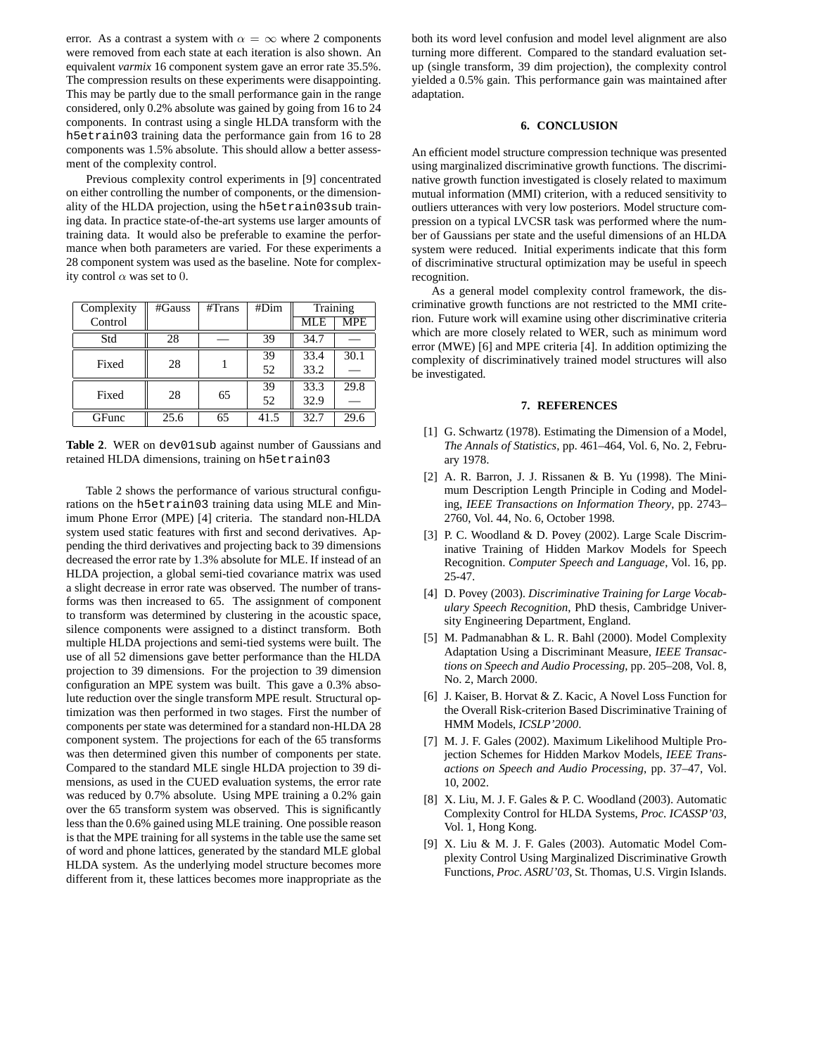error. As a contrast a system with $\alpha = \infty$ where 2 components were removed from each state at each iteration is also shown. An equivalent *varmix* 16 component system gave an error rate 35.5%. The compression results on these experiments were disappointing. This may be partly due to the small performance gain in the range considered, only 0.2% absolute was gained by going from 16 to 24 components. In contrast using a single HLDA transform with the `h5etrain03` training data the performance gain from 16 to 28 components was 1.5% absolute. This should allow a better assessment of the complexity control.

Previous complexity control experiments in [9] concentrated on either controlling the number of components, or the dimensionality of the HLDA projection, using the `h5etrain03sub` training data. In practice state-of-the-art systems use larger amounts of training data. It would also be preferable to examine the performance when both parameters are varied. For these experiments a 28 component system was used as the baseline. Note for complexity control $\alpha$ was set to 0.

| Complexity Control | #Gauss | #Trans | #Dim | Training | |
|---|---|---|---|---|---|
| | | | | MLE | MPE |
| Std | 28 | — | 39 | 34.7 | — |
| Fixed | 28 | 1 | 39 | 33.4 | 30.1 |
| | | | 52 | 33.2 | — |
| Fixed | 28 | 65 | 39 | 33.3 | 29.8 |
| | | | 52 | 32.9 | — |
| GFunc | 25.6 | 65 | 41.5 | 32.7 | 29.6 |

**Table 2**. WER on `dev01sub` against number of Gaussians and retained HLDA dimensions, training on `h5etrain03`

Table 2 shows the performance of various structural configurations on the `h5etrain03` training data using MLE and Minimum Phone Error (MPE) [4] criteria. The standard non-HLDA system used static features with first and second derivatives. Appending the third derivatives and projecting back to 39 dimensions decreased the error rate by 1.3% absolute for MLE. If instead of an HLDA projection, a global semi-tied covariance matrix was used a slight decrease in error rate was observed. The number of transforms was then increased to 65. The assignment of component to transform was determined by clustering in the acoustic space, silence components were assigned to a distinct transform. Both multiple HLDA projections and semi-tied systems were built. The use of all 52 dimensions gave better performance than the HLDA projection to 39 dimensions. For the projection to 39 dimension configuration an MPE system was built. This gave a 0.3% absolute reduction over the single transform MPE result. Structural optimization was then performed in two stages. First the number of components per state was determined for a standard non-HLDA 28 component system. The projections for each of the 65 transforms was then determined given this number of components per state. Compared to the standard MLE single HLDA projection to 39 dimensions, as used in the CUED evaluation systems, the error rate was reduced by 0.7% absolute. Using MPE training a 0.2% gain over the 65 transform system was observed. This is significantly less than the 0.6% gained using MLE training. One possible reason is that the MPE training for all systems in the table use the same set of word and phone lattices, generated by the standard MLE global HLDA system. As the underlying model structure becomes more different from it, these lattices becomes more inappropriate as the both its word level confusion and model level alignment are also turning more different. Compared to the standard evaluation setup (single transform, 39 dim projection), the complexity control yielded a 0.5% gain. This performance gain was maintained after adaptation.

## 6. CONCLUSION

An efficient model structure compression technique was presented using marginalized discriminative growth functions. The discriminative growth function investigated is closely related to maximum mutual information (MMI) criterion, with a reduced sensitivity to outliers utterances with very low posteriors. Model structure compression on a typical LVCSR task was performed where the number of Gaussians per state and the useful dimensions of an HLDA system were reduced. Initial experiments indicate that this form of discriminative structural optimization may be useful in speech recognition.

As a general model complexity control framework, the discriminative growth functions are not restricted to the MMI criterion. Future work will examine using other discriminative criteria which are more closely related to WER, such as minimum word error (MWE) [6] and MPE criteria [4]. In addition optimizing the complexity of discriminatively trained model structures will also be investigated.

## 7. REFERENCES

[1] G. Schwartz (1978). Estimating the Dimension of a Model, *The Annals of Statistics*, pp. 461–464, Vol. 6, No. 2, February 1978.

[2] A. R. Barron, J. J. Rissanen & B. Yu (1998). The Minimum Description Length Principle in Coding and Modeling, *IEEE Transactions on Information Theory*, pp. 2743–2760, Vol. 44, No. 6, October 1998.

[3] P. C. Woodland & D. Povey (2002). Large Scale Discriminative Training of Hidden Markov Models for Speech Recognition. *Computer Speech and Language*, Vol. 16, pp. 25-47.

[4] D. Povey (2003). *Discriminative Training for Large Vocabulary Speech Recognition*, PhD thesis, Cambridge University Engineering Department, England.

[5] M. Padmanabhan & L. R. Bahl (2000). Model Complexity Adaptation Using a Discriminant Measure, *IEEE Transactions on Speech and Audio Processing*, pp. 205–208, Vol. 8, No. 2, March 2000.

[6] J. Kaiser, B. Horvat & Z. Kacic, A Novel Loss Function for the Overall Risk-criterion Based Discriminative Training of HMM Models, *ICSLP'2000*.

[7] M. J. F. Gales (2002). Maximum Likelihood Multiple Projection Schemes for Hidden Markov Models, *IEEE Transactions on Speech and Audio Processing*, pp. 37–47, Vol. 10, 2002.

[8] X. Liu, M. J. F. Gales & P. C. Woodland (2003). Automatic Complexity Control for HLDA Systems, *Proc. ICASSP'03*, Vol. 1, Hong Kong.

[9] X. Liu & M. J. F. Gales (2003). Automatic Model Complexity Control Using Marginalized Discriminative Growth Functions, *Proc. ASRU'03*, St. Thomas, U.S. Virgin Islands.